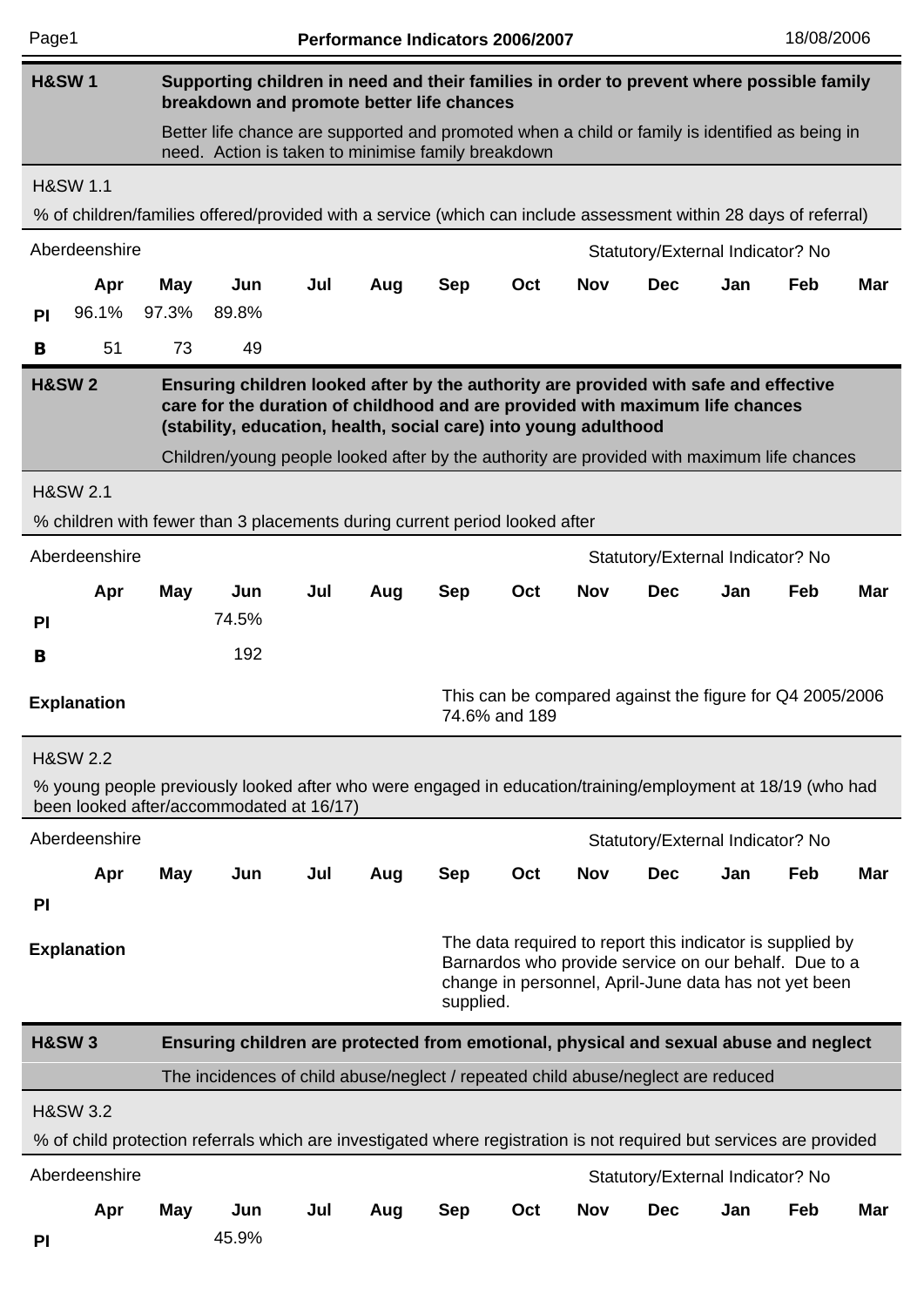## H&SW 1 — Supporting children in need and their families in order to prevent where possible family breakdown and promote better life chances

Better life chance are supported and promoted when a child or family is identified as being in need. Action is taken to minimise family breakdown

### H&SW 1.1

% of children/families offered/provided with a service (which can include assessment within 28 days of referral)

Aberdeenshire — Statutory/External Indicator? No

| | Apr | May | Jun | Jul | Aug | Sep | Oct | Nov | Dec | Jan | Feb | Mar |
|---|---|---|---|---|---|---|---|---|---|---|---|---|
| **PI** | 96.1% | 97.3% | 89.8% | | | | | | | | | |
| **B** | 51 | 73 | 49 | | | | | | | | | |

## H&SW 2 — Ensuring children looked after by the authority are provided with safe and effective care for the duration of childhood and are provided with maximum life chances (stability, education, health, social care) into young adulthood

Children/young people looked after by the authority are provided with maximum life chances

### H&SW 2.1

% children with fewer than 3 placements during current period looked after

Aberdeenshire — Statutory/External Indicator? No

| | Apr | May | Jun | Jul | Aug | Sep | Oct | Nov | Dec | Jan | Feb | Mar |
|---|---|---|---|---|---|---|---|---|---|---|---|---|
| **PI** | | | 74.5% | | | | | | | | | |
| **B** | | | 192 | | | | | | | | | |

**Explanation**

This can be compared against the figure for Q4 2005/2006 74.6% and 189

### H&SW 2.2

% young people previously looked after who were engaged in education/training/employment at 18/19 (who had been looked after/accommodated at 16/17)

Aberdeenshire — Statutory/External Indicator? No

| | Apr | May | Jun | Jul | Aug | Sep | Oct | Nov | Dec | Jan | Feb | Mar |
|---|---|---|---|---|---|---|---|---|---|---|---|---|
| **PI** | | | | | | | | | | | | |

**Explanation**

The data required to report this indicator is supplied by Barnardos who provide service on our behalf. Due to a change in personnel, April-June data has not yet been supplied.

## H&SW 3 — Ensuring children are protected from emotional, physical and sexual abuse and neglect

The incidences of child abuse/neglect / repeated child abuse/neglect are reduced

### H&SW 3.2

% of child protection referrals which are investigated where registration is not required but services are provided

Aberdeenshire — Statutory/External Indicator? No

| | Apr | May | Jun | Jul | Aug | Sep | Oct | Nov | Dec | Jan | Feb | Mar |
|---|---|---|---|---|---|---|---|---|---|---|---|---|
| **PI** | | | 45.9% | | | | | | | | | |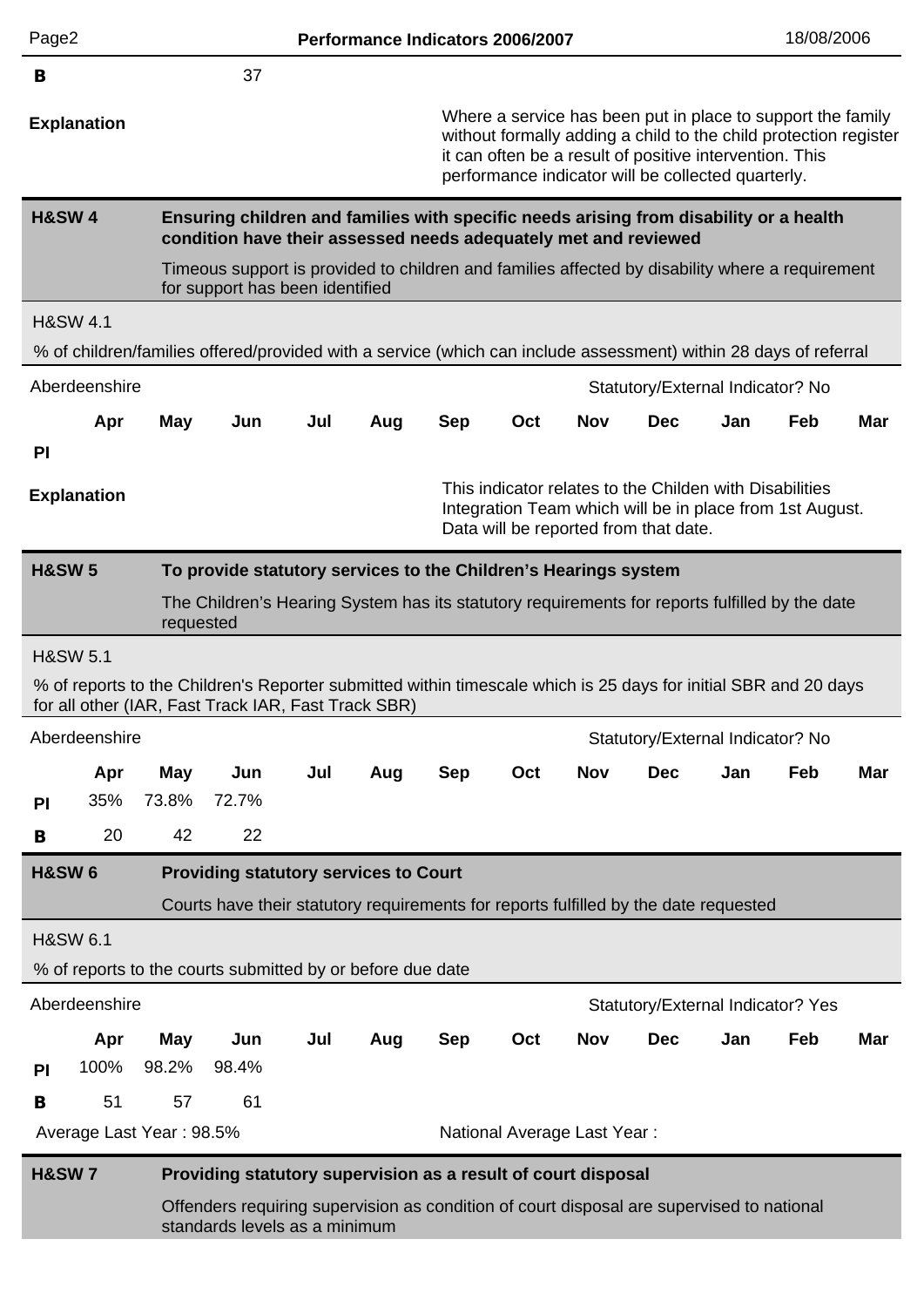| | Apr | May | Jun | Jul | Aug | Sep | Oct | Nov | Dec | Jan | Feb | Mar |
|---|---|---|---|---|---|---|---|---|---|---|---|---|
| B | | | 37 | | | | | | | | | |

**Explanation**

Where a service has been put in place to support the family without formally adding a child to the child protection register it can often be a result of positive intervention. This performance indicator will be collected quarterly.

## H&SW 4 — Ensuring children and families with specific needs arising from disability or a health condition have their assessed needs adequately met and reviewed

Timeous support is provided to children and families affected by disability where a requirement for support has been identified

### H&SW 4.1

% of children/families offered/provided with a service (which can include assessment) within 28 days of referral

Aberdeenshire — Statutory/External Indicator? No

| | Apr | May | Jun | Jul | Aug | Sep | Oct | Nov | Dec | Jan | Feb | Mar |
|---|---|---|---|---|---|---|---|---|---|---|---|---|
| PI | | | | | | | | | | | | |

**Explanation**

This indicator relates to the Childen with Disabilities Integration Team which will be in place from 1st August. Data will be reported from that date.

## H&SW 5 — To provide statutory services to the Children's Hearings system

The Children's Hearing System has its statutory requirements for reports fulfilled by the date requested

### H&SW 5.1

% of reports to the Children's Reporter submitted within timescale which is 25 days for initial SBR and 20 days for all other (IAR, Fast Track IAR, Fast Track SBR)

Aberdeenshire — Statutory/External Indicator? No

| | Apr | May | Jun | Jul | Aug | Sep | Oct | Nov | Dec | Jan | Feb | Mar |
|---|---|---|---|---|---|---|---|---|---|---|---|---|
| PI | 35% | 73.8% | 72.7% | | | | | | | | | |
| B | 20 | 42 | 22 | | | | | | | | | |

## H&SW 6 — Providing statutory services to Court

Courts have their statutory requirements for reports fulfilled by the date requested

### H&SW 6.1

% of reports to the courts submitted by or before due date

Aberdeenshire — Statutory/External Indicator? Yes

| | Apr | May | Jun | Jul | Aug | Sep | Oct | Nov | Dec | Jan | Feb | Mar |
|---|---|---|---|---|---|---|---|---|---|---|---|---|
| PI | 100% | 98.2% | 98.4% | | | | | | | | | |
| B | 51 | 57 | 61 | | | | | | | | | |

Average Last Year : 98.5%

National Average Last Year :

## H&SW 7 — Providing statutory supervision as a result of court disposal

Offenders requiring supervision as condition of court disposal are supervised to national standards levels as a minimum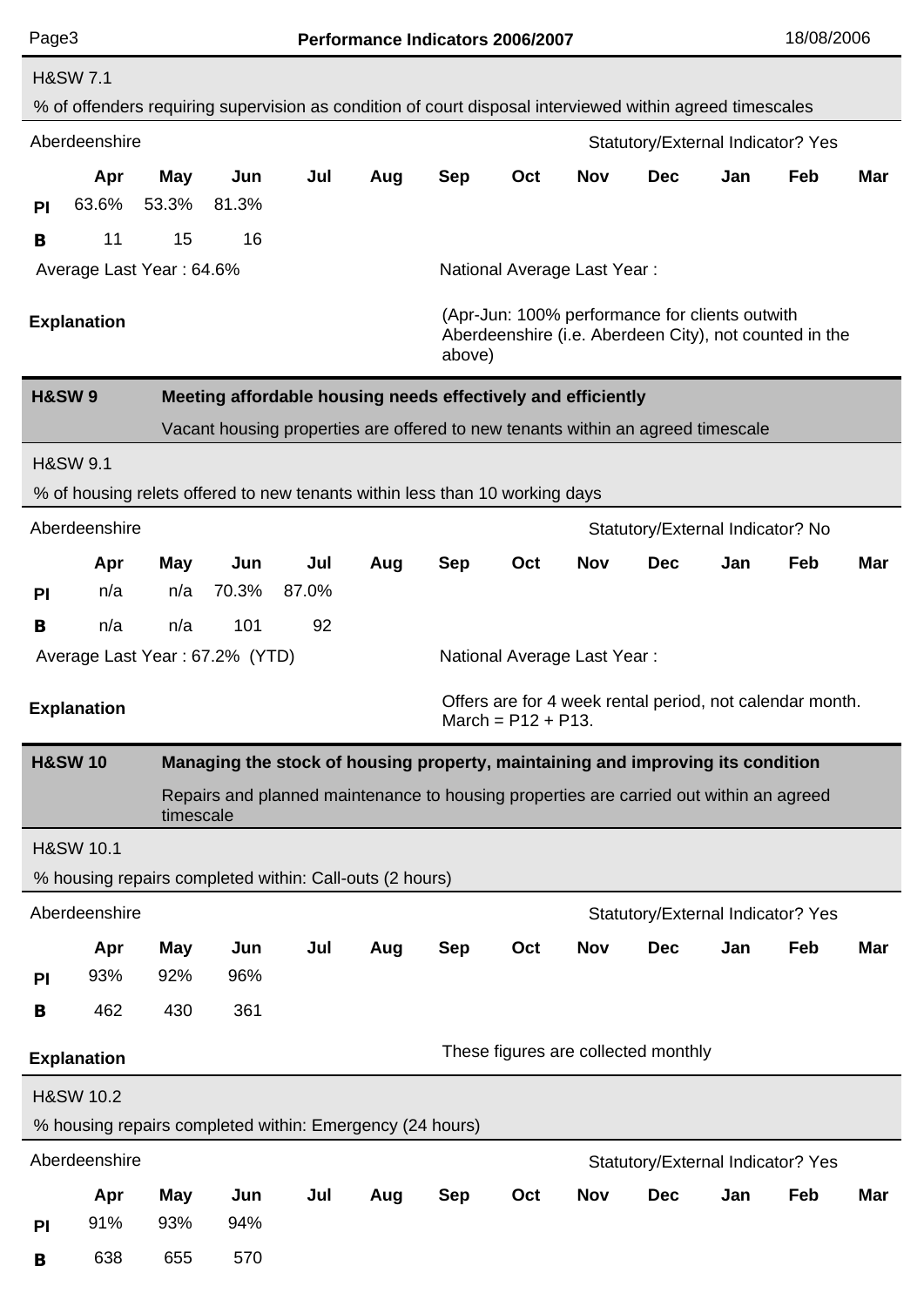### H&SW 7.1

% of offenders requiring supervision as condition of court disposal interviewed within agreed timescales

Aberdeenshire — Statutory/External Indicator? Yes

| | Apr | May | Jun | Jul | Aug | Sep | Oct | Nov | Dec | Jan | Feb | Mar |
|---|---|---|---|---|---|---|---|---|---|---|---|---|
| **PI** | 63.6% | 53.3% | 81.3% | | | | | | | | | |
| **B** | 11 | 15 | 16 | | | | | | | | | |

Average Last Year : 64.6%

National Average Last Year :

**Explanation**

(Apr-Jun: 100% performance for clients outwith Aberdeenshire (i.e. Aberdeen City), not counted in the above)

## H&SW 9 Meeting affordable housing needs effectively and efficiently

Vacant housing properties are offered to new tenants within an agreed timescale

### H&SW 9.1

% of housing relets offered to new tenants within less than 10 working days

Aberdeenshire — Statutory/External Indicator? No

| | Apr | May | Jun | Jul | Aug | Sep | Oct | Nov | Dec | Jan | Feb | Mar |
|---|---|---|---|---|---|---|---|---|---|---|---|---|
| **PI** | n/a | n/a | 70.3% | 87.0% | | | | | | | | |
| **B** | n/a | n/a | 101 | 92 | | | | | | | | |

Average Last Year : 67.2% (YTD)

National Average Last Year :

**Explanation**

Offers are for 4 week rental period, not calendar month. March = P12 + P13.

## H&SW 10 Managing the stock of housing property, maintaining and improving its condition

Repairs and planned maintenance to housing properties are carried out within an agreed timescale

### H&SW 10.1

% housing repairs completed within: Call-outs (2 hours)

Aberdeenshire — Statutory/External Indicator? Yes

| | Apr | May | Jun | Jul | Aug | Sep | Oct | Nov | Dec | Jan | Feb | Mar |
|---|---|---|---|---|---|---|---|---|---|---|---|---|
| **PI** | 93% | 92% | 96% | | | | | | | | | |
| **B** | 462 | 430 | 361 | | | | | | | | | |

**Explanation**

These figures are collected monthly

### H&SW 10.2

% housing repairs completed within: Emergency (24 hours)

Aberdeenshire — Statutory/External Indicator? Yes

| | Apr | May | Jun | Jul | Aug | Sep | Oct | Nov | Dec | Jan | Feb | Mar |
|---|---|---|---|---|---|---|---|---|---|---|---|---|
| **PI** | 91% | 93% | 94% | | | | | | | | | |
| **B** | 638 | 655 | 570 | | | | | | | | | |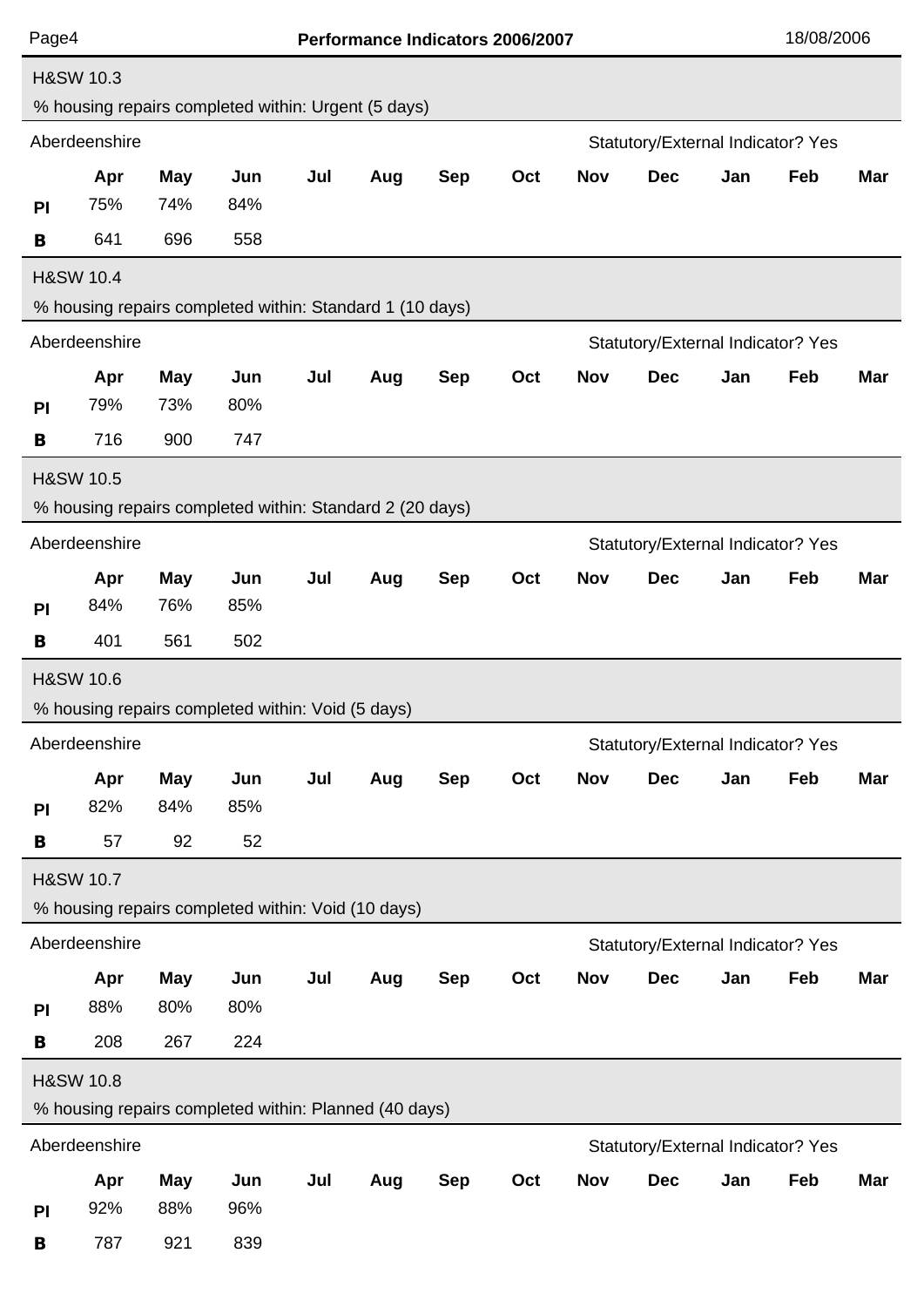## H&SW 10.3

% housing repairs completed within: Urgent (5 days)

Aberdeenshire — Statutory/External Indicator? Yes

|  | Apr | May | Jun | Jul | Aug | Sep | Oct | Nov | Dec | Jan | Feb | Mar |
|---|---|---|---|---|---|---|---|---|---|---|---|---|
| **PI** | 75% | 74% | 84% |  |  |  |  |  |  |  |  |  |
| **B** | 641 | 696 | 558 |  |  |  |  |  |  |  |  |  |

## H&SW 10.4

% housing repairs completed within: Standard 1 (10 days)

Aberdeenshire — Statutory/External Indicator? Yes

|  | Apr | May | Jun | Jul | Aug | Sep | Oct | Nov | Dec | Jan | Feb | Mar |
|---|---|---|---|---|---|---|---|---|---|---|---|---|
| **PI** | 79% | 73% | 80% |  |  |  |  |  |  |  |  |  |
| **B** | 716 | 900 | 747 |  |  |  |  |  |  |  |  |  |

## H&SW 10.5

% housing repairs completed within: Standard 2 (20 days)

Aberdeenshire — Statutory/External Indicator? Yes

|  | Apr | May | Jun | Jul | Aug | Sep | Oct | Nov | Dec | Jan | Feb | Mar |
|---|---|---|---|---|---|---|---|---|---|---|---|---|
| **PI** | 84% | 76% | 85% |  |  |  |  |  |  |  |  |  |
| **B** | 401 | 561 | 502 |  |  |  |  |  |  |  |  |  |

## H&SW 10.6

% housing repairs completed within: Void (5 days)

Aberdeenshire — Statutory/External Indicator? Yes

|  | Apr | May | Jun | Jul | Aug | Sep | Oct | Nov | Dec | Jan | Feb | Mar |
|---|---|---|---|---|---|---|---|---|---|---|---|---|
| **PI** | 82% | 84% | 85% |  |  |  |  |  |  |  |  |  |
| **B** | 57 | 92 | 52 |  |  |  |  |  |  |  |  |  |

## H&SW 10.7

% housing repairs completed within: Void (10 days)

Aberdeenshire — Statutory/External Indicator? Yes

|  | Apr | May | Jun | Jul | Aug | Sep | Oct | Nov | Dec | Jan | Feb | Mar |
|---|---|---|---|---|---|---|---|---|---|---|---|---|
| **PI** | 88% | 80% | 80% |  |  |  |  |  |  |  |  |  |
| **B** | 208 | 267 | 224 |  |  |  |  |  |  |  |  |  |

## H&SW 10.8

% housing repairs completed within: Planned (40 days)

Aberdeenshire — Statutory/External Indicator? Yes

|  | Apr | May | Jun | Jul | Aug | Sep | Oct | Nov | Dec | Jan | Feb | Mar |
|---|---|---|---|---|---|---|---|---|---|---|---|---|
| **PI** | 92% | 88% | 96% |  |  |  |  |  |  |  |  |  |
| **B** | 787 | 921 | 839 |  |  |  |  |  |  |  |  |  |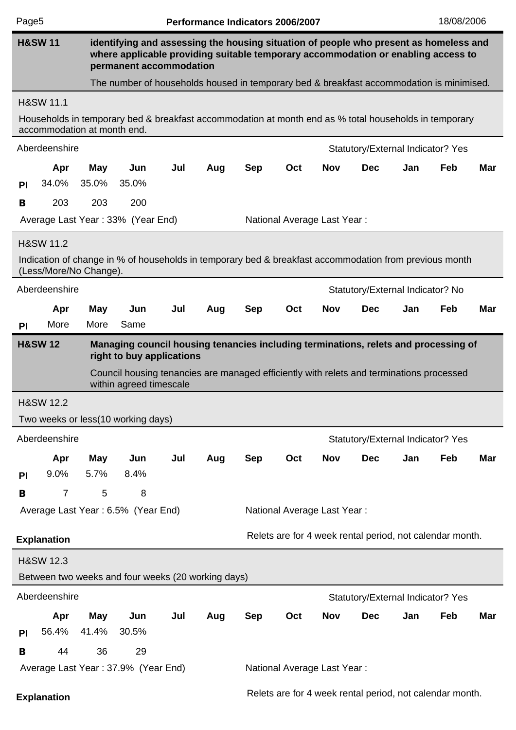## H&SW 11 — identifying and assessing the housing situation of people who present as homeless and where applicable providing suitable temporary accommodation or enabling access to permanent accommodation

The number of households housed in temporary bed & breakfast accommodation is minimised.

### H&SW 11.1

Households in temporary bed & breakfast accommodation at month end as % total households in temporary accommodation at month end.

Aberdeenshire — Statutory/External Indicator? Yes

| | Apr | May | Jun | Jul | Aug | Sep | Oct | Nov | Dec | Jan | Feb | Mar |
|---|---|---|---|---|---|---|---|---|---|---|---|---|
| PI | 34.0% | 35.0% | 35.0% | | | | | | | | | |
| B | 203 | 203 | 200 | | | | | | | | | |

Average Last Year : 33% (Year End) — National Average Last Year :

### H&SW 11.2

Indication of change in % of households in temporary bed & breakfast accommodation from previous month (Less/More/No Change).

Aberdeenshire — Statutory/External Indicator? No

| | Apr | May | Jun | Jul | Aug | Sep | Oct | Nov | Dec | Jan | Feb | Mar |
|---|---|---|---|---|---|---|---|---|---|---|---|---|
| PI | More | More | Same | | | | | | | | | |

## H&SW 12 — Managing council housing tenancies including terminations, relets and processing of right to buy applications

Council housing tenancies are managed efficiently with relets and terminations processed within agreed timescale

### H&SW 12.2

Two weeks or less(10 working days)

Aberdeenshire — Statutory/External Indicator? Yes

| | Apr | May | Jun | Jul | Aug | Sep | Oct | Nov | Dec | Jan | Feb | Mar |
|---|---|---|---|---|---|---|---|---|---|---|---|---|
| PI | 9.0% | 5.7% | 8.4% | | | | | | | | | |
| B | 7 | 5 | 8 | | | | | | | | | |

Average Last Year : 6.5% (Year End) — National Average Last Year :

**Explanation**

Relets are for 4 week rental period, not calendar month.

### H&SW 12.3

Between two weeks and four weeks (20 working days)

Aberdeenshire — Statutory/External Indicator? Yes

| | Apr | May | Jun | Jul | Aug | Sep | Oct | Nov | Dec | Jan | Feb | Mar |
|---|---|---|---|---|---|---|---|---|---|---|---|---|
| PI | 56.4% | 41.4% | 30.5% | | | | | | | | | |
| B | 44 | 36 | 29 | | | | | | | | | |

Average Last Year : 37.9% (Year End) — National Average Last Year :

**Explanation**

Relets are for 4 week rental period, not calendar month.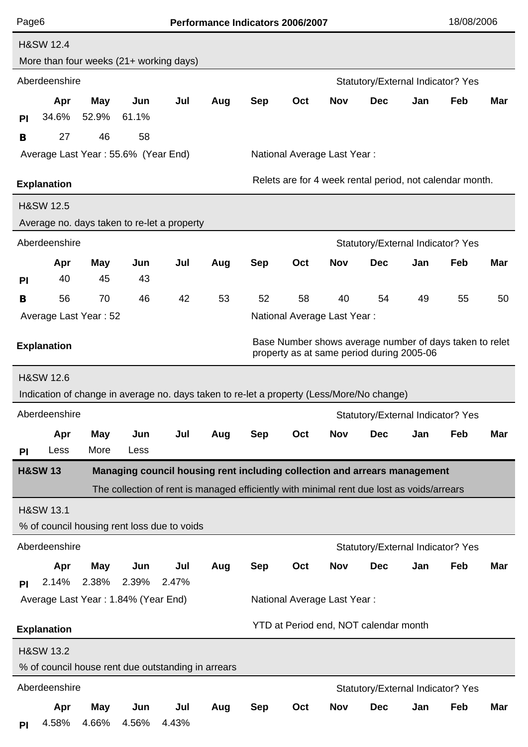### H&SW 12.4

More than four weeks (21+ working days)

Aberdeenshire — Statutory/External Indicator? Yes

| | Apr | May | Jun | Jul | Aug | Sep | Oct | Nov | Dec | Jan | Feb | Mar |
|---|---|---|---|---|---|---|---|---|---|---|---|---|
| **PI** | 34.6% | 52.9% | 61.1% | | | | | | | | | |
| **B** | 27 | 46 | 58 | | | | | | | | | |

Average Last Year : 55.6% (Year End)

National Average Last Year :

**Explanation** Relets are for 4 week rental period, not calendar month.

### H&SW 12.5

Average no. days taken to re-let a property

Aberdeenshire — Statutory/External Indicator? Yes

| | Apr | May | Jun | Jul | Aug | Sep | Oct | Nov | Dec | Jan | Feb | Mar |
|---|---|---|---|---|---|---|---|---|---|---|---|---|
| **PI** | 40 | 45 | 43 | | | | | | | | | |
| **B** | 56 | 70 | 46 | 42 | 53 | 52 | 58 | 40 | 54 | 49 | 55 | 50 |

Average Last Year : 52

National Average Last Year :

**Explanation** Base Number shows average number of days taken to relet property as at same period during 2005-06

### H&SW 12.6

Indication of change in average no. days taken to re-let a property (Less/More/No change)

Aberdeenshire — Statutory/External Indicator? Yes

| | Apr | May | Jun | Jul | Aug | Sep | Oct | Nov | Dec | Jan | Feb | Mar |
|---|---|---|---|---|---|---|---|---|---|---|---|---|
| **PI** | Less | More | Less | | | | | | | | | |

## H&SW 13 Managing council housing rent including collection and arrears management

The collection of rent is managed efficiently with minimal rent due lost as voids/arrears

### H&SW 13.1

% of council housing rent loss due to voids

Aberdeenshire — Statutory/External Indicator? Yes

| | Apr | May | Jun | Jul | Aug | Sep | Oct | Nov | Dec | Jan | Feb | Mar |
|---|---|---|---|---|---|---|---|---|---|---|---|---|
| **PI** | 2.14% | 2.38% | 2.39% | 2.47% | | | | | | | | |

Average Last Year : 1.84% (Year End)

National Average Last Year :

**Explanation** YTD at Period end, NOT calendar month

### H&SW 13.2

% of council house rent due outstanding in arrears

Aberdeenshire — Statutory/External Indicator? Yes

| | Apr | May | Jun | Jul | Aug | Sep | Oct | Nov | Dec | Jan | Feb | Mar |
|---|---|---|---|---|---|---|---|---|---|---|---|---|
| **PI** | 4.58% | 4.66% | 4.56% | 4.43% | | | | | | | | |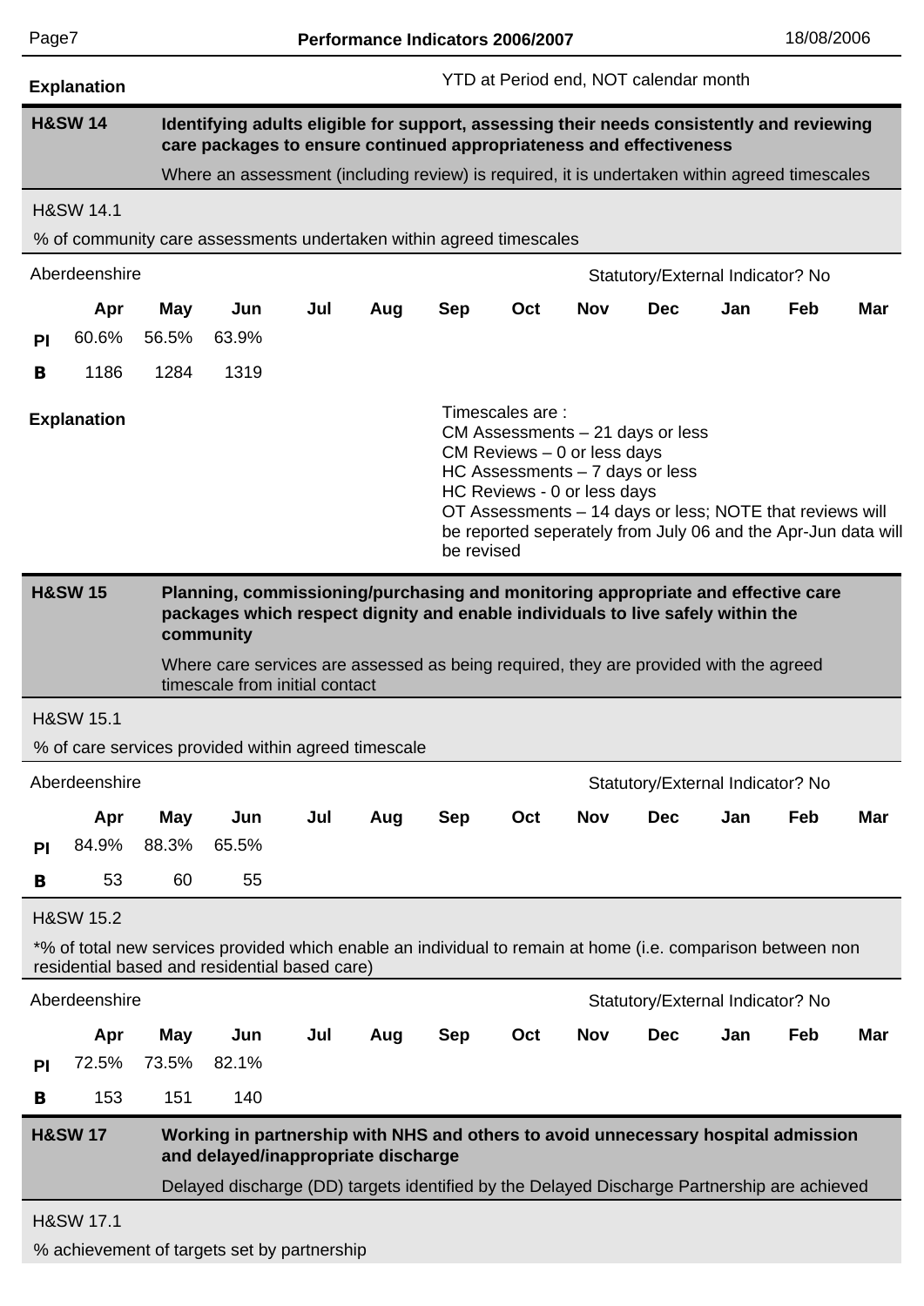**Explanation**

YTD at Period end, NOT calendar month

## H&SW 14

**Identifying adults eligible for support, assessing their needs consistently and reviewing care packages to ensure continued appropriateness and effectiveness**

Where an assessment (including review) is required, it is undertaken within agreed timescales

### H&SW 14.1

% of community care assessments undertaken within agreed timescales

Aberdeenshire — Statutory/External Indicator? No

| | Apr | May | Jun | Jul | Aug | Sep | Oct | Nov | Dec | Jan | Feb | Mar |
|---|---|---|---|---|---|---|---|---|---|---|---|---|
| **PI** | 60.6% | 56.5% | 63.9% | | | | | | | | | |
| **B** | 1186 | 1284 | 1319 | | | | | | | | | |

**Explanation**

Timescales are :
CM Assessments – 21 days or less
CM Reviews – 0 or less days
HC Assessments – 7 days or less
HC Reviews - 0 or less days
OT Assessments – 14 days or less; NOTE that reviews will be reported seperately from July 06 and the Apr-Jun data will be revised

## H&SW 15

**Planning, commissioning/purchasing and monitoring appropriate and effective care packages which respect dignity and enable individuals to live safely within the community**

Where care services are assessed as being required, they are provided with the agreed timescale from initial contact

### H&SW 15.1

% of care services provided within agreed timescale

Aberdeenshire — Statutory/External Indicator? No

| | Apr | May | Jun | Jul | Aug | Sep | Oct | Nov | Dec | Jan | Feb | Mar |
|---|---|---|---|---|---|---|---|---|---|---|---|---|
| **PI** | 84.9% | 88.3% | 65.5% | | | | | | | | | |
| **B** | 53 | 60 | 55 | | | | | | | | | |

### H&SW 15.2

*% of total new services provided which enable an individual to remain at home (i.e. comparison between non residential based and residential based care)

Aberdeenshire — Statutory/External Indicator? No

| | Apr | May | Jun | Jul | Aug | Sep | Oct | Nov | Dec | Jan | Feb | Mar |
|---|---|---|---|---|---|---|---|---|---|---|---|---|
| **PI** | 72.5% | 73.5% | 82.1% | | | | | | | | | |
| **B** | 153 | 151 | 140 | | | | | | | | | |

## H&SW 17

**Working in partnership with NHS and others to avoid unnecessary hospital admission and delayed/inappropriate discharge**

Delayed discharge (DD) targets identified by the Delayed Discharge Partnership are achieved

### H&SW 17.1

% achievement of targets set by partnership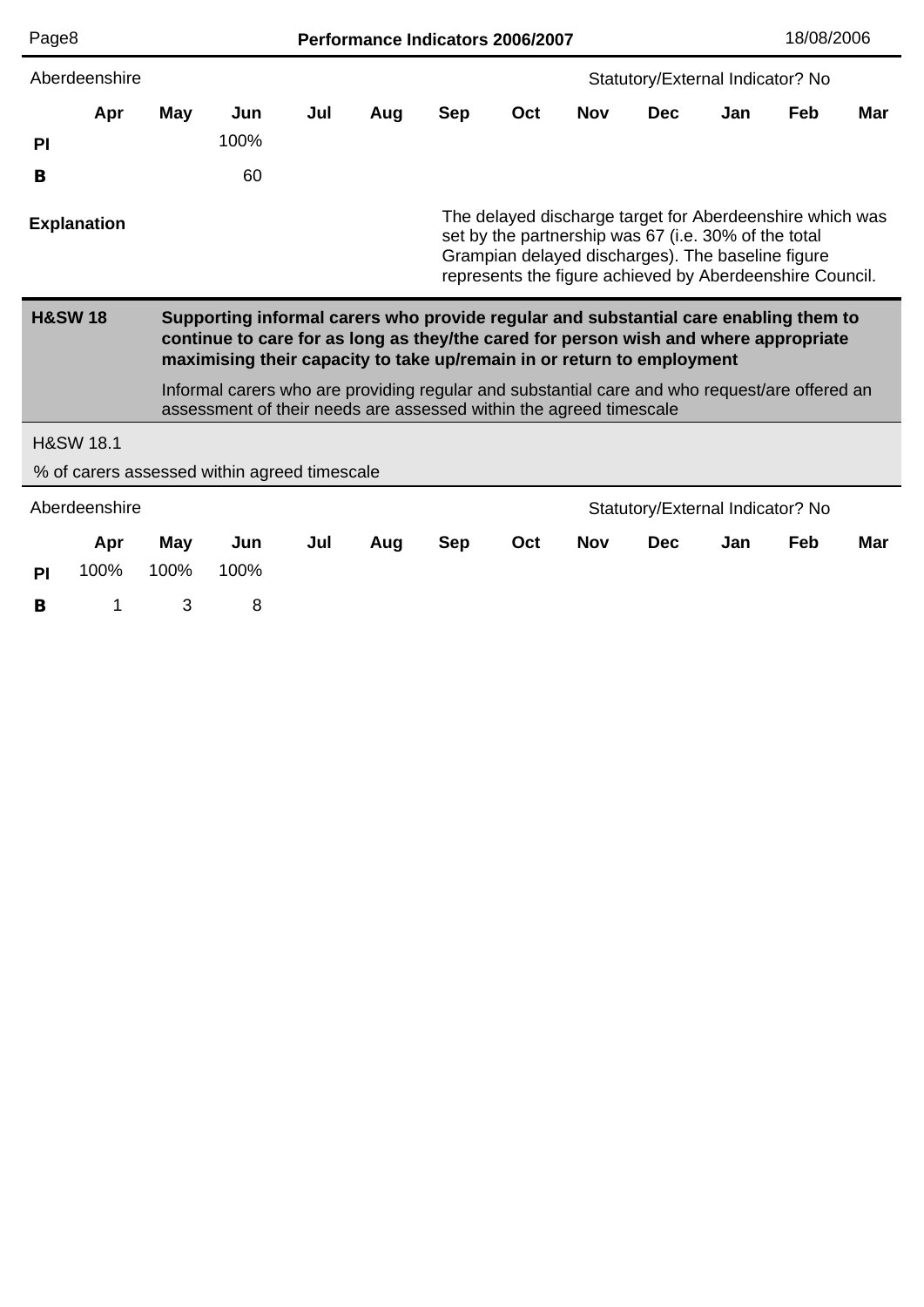Aberdeenshire

Statutory/External Indicator? No

| | Apr | May | Jun | Jul | Aug | Sep | Oct | Nov | Dec | Jan | Feb | Mar |
|---|---|---|---|---|---|---|---|---|---|---|---|---|
| **PI** | | | 100% | | | | | | | | | |
| **B** | | | 60 | | | | | | | | | |

**Explanation**

The delayed discharge target for Aberdeenshire which was set by the partnership was 67 (i.e. 30% of the total Grampian delayed discharges). The baseline figure represents the figure achieved by Aberdeenshire Council.

## H&SW 18

**Supporting informal carers who provide regular and substantial care enabling them to continue to care for as long as they/the cared for person wish and where appropriate maximising their capacity to take up/remain in or return to employment**

Informal carers who are providing regular and substantial care and who request/are offered an assessment of their needs are assessed within the agreed timescale

### H&SW 18.1

% of carers assessed within agreed timescale

Aberdeenshire

Statutory/External Indicator? No

| | Apr | May | Jun | Jul | Aug | Sep | Oct | Nov | Dec | Jan | Feb | Mar |
|---|---|---|---|---|---|---|---|---|---|---|---|---|
| **PI** | 100% | 100% | 100% | | | | | | | | | |
| **B** | 1 | 3 | 8 | | | | | | | | | |